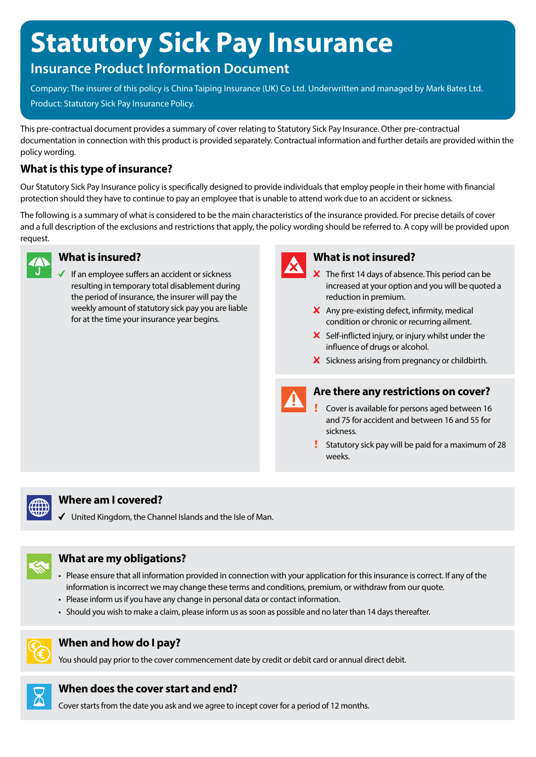# Statutory Sick Pay Insurance

## Insurance Product Information Document

Company: The insurer of this policy is China Taiping Insurance (UK) Co Ltd. Underwritten and managed by Mark Bates Ltd.

Product: Statutory Sick Pay Insurance Policy.

This pre-contractual document provides a summary of cover relating to Statutory Sick Pay Insurance. Other pre-contractual documentation in connection with this product is provided separately. Contractual information and further details are provided within the policy wording.

### What is this type of insurance?

Our Statutory Sick Pay Insurance policy is specifically designed to provide individuals that employ people in their home with financial protection should they have to continue to pay an employee that is unable to attend work due to an accident or sickness.

The following is a summary of what is considered to be the main characteristics of the insurance provided. For precise details of cover and a full description of the exclusions and restrictions that apply, the policy wording should be referred to. A copy will be provided upon request.

### What is insured?

- ✓ If an employee suffers an accident or sickness resulting in temporary total disablement during the period of insurance, the insurer will pay the weekly amount of statutory sick pay you are liable for at the time your insurance year begins.

### What is not insured?

- ✗ The first 14 days of absence. This period can be increased at your option and you will be quoted a reduction in premium.
- ✗ Any pre-existing defect, infirmity, medical condition or chronic or recurring ailment.
- ✗ Self-inflicted injury, or injury whilst under the influence of drugs or alcohol.
- ✗ Sickness arising from pregnancy or childbirth.

### Are there any restrictions on cover?

- ! Cover is available for persons aged between 16 and 75 for accident and between 16 and 55 for sickness.
- ! Statutory sick pay will be paid for a maximum of 28 weeks.

### Where am I covered?

- ✓ United Kingdom, the Channel Islands and the Isle of Man.

### What are my obligations?

- Please ensure that all information provided in connection with your application for this insurance is correct. If any of the information is incorrect we may change these terms and conditions, premium, or withdraw from our quote.
- Please inform us if you have any change in personal data or contact information.
- Should you wish to make a claim, please inform us as soon as possible and no later than 14 days thereafter.

### When and how do I pay?

You should pay prior to the cover commencement date by credit or debit card or annual direct debit.

### When does the cover start and end?

Cover starts from the date you ask and we agree to incept cover for a period of 12 months.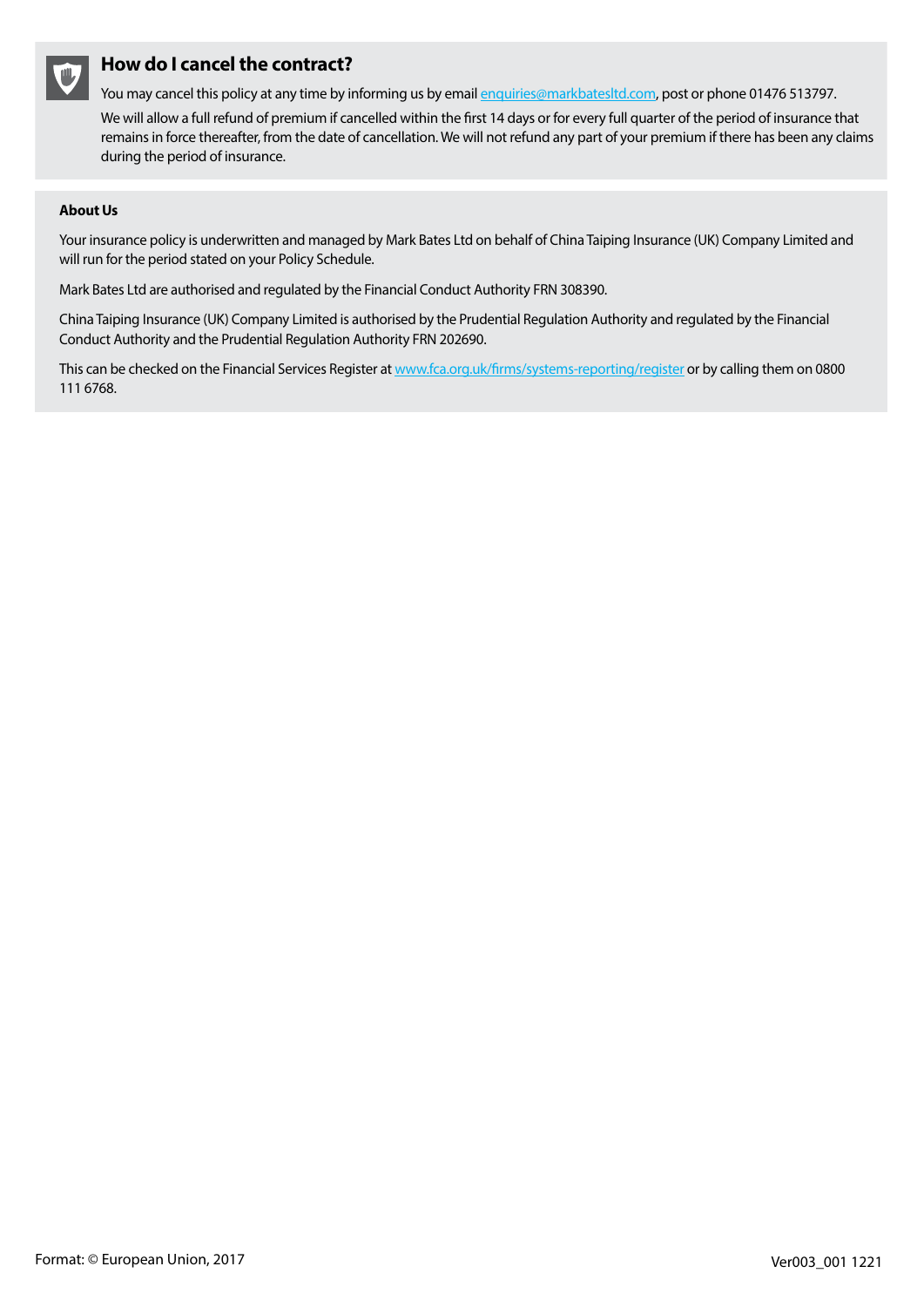## How do I cancel the contract?

You may cancel this policy at any time by informing us by email enquiries@markbatesltd.com, post or phone 01476 513797.

We will allow a full refund of premium if cancelled within the first 14 days or for every full quarter of the period of insurance that remains in force thereafter, from the date of cancellation. We will not refund any part of your premium if there has been any claims during the period of insurance.

**About Us**

Your insurance policy is underwritten and managed by Mark Bates Ltd on behalf of China Taiping Insurance (UK) Company Limited and will run for the period stated on your Policy Schedule.

Mark Bates Ltd are authorised and regulated by the Financial Conduct Authority FRN 308390.

China Taiping Insurance (UK) Company Limited is authorised by the Prudential Regulation Authority and regulated by the Financial Conduct Authority and the Prudential Regulation Authority FRN 202690.

This can be checked on the Financial Services Register at www.fca.org.uk/firms/systems-reporting/register or by calling them on 0800 111 6768.

Format: © European Union, 2017

Ver003_001 1221